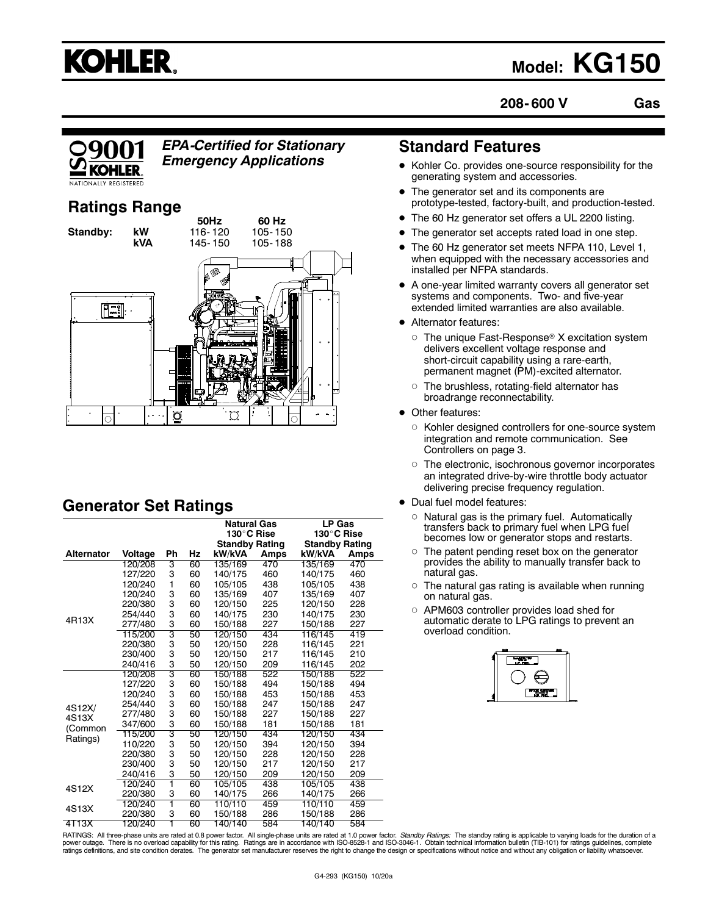# KOHLER

# Model: KG150

**208-600 V** **Gas**

*EPA-Certified for Stationary Emergency Applications*

## Ratings Range

| | | 50Hz | 60 Hz |
|---|---|---|---|
| Standby: | kW | 116-120 | 105-150 |
| | kVA | 145-150 | 105-188 |

## Standard Features

- Kohler Co. provides one-source responsibility for the generating system and accessories.
- The generator set and its components are prototype-tested, factory-built, and production-tested.
- The 60 Hz generator set offers a UL 2200 listing.
- The generator set accepts rated load in one step.
- The 60 Hz generator set meets NFPA 110, Level 1, when equipped with the necessary accessories and installed per NFPA standards.
- A one-year limited warranty covers all generator set systems and components. Two- and five-year extended limited warranties are also available.
- Alternator features:
  - The unique Fast-Response® X excitation system delivers excellent voltage response and short-circuit capability using a rare-earth, permanent magnet (PM)-excited alternator.
  - The brushless, rotating-field alternator has broadrange reconnectability.
- Other features:
  - Kohler designed controllers for one-source system integration and remote communication. See Controllers on page 3.
  - The electronic, isochronous governor incorporates an integrated drive-by-wire throttle body actuator delivering precise frequency regulation.
- Dual fuel model features:
  - Natural gas is the primary fuel. Automatically transfers back to primary fuel when LPG fuel becomes low or generator stops and restarts.
  - The patent pending reset box on the generator provides the ability to manually transfer back to natural gas.
  - The natural gas rating is available when running on natural gas.
  - APM603 controller provides load shed for automatic derate to LPG ratings to prevent an overload condition.

## Generator Set Ratings

| | | | | Natural Gas 130°C Rise Standby Rating | | LP Gas 130°C Rise Standby Rating | |
|---|---|---|---|---|---|---|---|
| Alternator | Voltage | Ph | Hz | kW/kVA | Amps | kW/kVA | Amps |
| 4R13X | 120/208 | 3 | 60 | 135/169 | 470 | 135/169 | 470 |
| | 127/220 | 3 | 60 | 140/175 | 460 | 140/175 | 460 |
| | 120/240 | 1 | 60 | 105/105 | 438 | 105/105 | 438 |
| | 120/240 | 3 | 60 | 135/169 | 407 | 135/169 | 407 |
| | 220/380 | 3 | 60 | 120/150 | 225 | 120/150 | 228 |
| | 254/440 | 3 | 60 | 140/175 | 230 | 140/175 | 230 |
| | 277/480 | 3 | 60 | 150/188 | 227 | 150/188 | 227 |
| | 115/200 | 3 | 50 | 120/150 | 434 | 116/145 | 419 |
| | 220/380 | 3 | 50 | 120/150 | 228 | 116/145 | 221 |
| | 230/400 | 3 | 50 | 120/150 | 217 | 116/145 | 210 |
| | 240/416 | 3 | 50 | 120/150 | 209 | 116/145 | 202 |
| 4S12X/ 4S13X (Common Ratings) | 120/208 | 3 | 60 | 150/188 | 522 | 150/188 | 522 |
| | 127/220 | 3 | 60 | 150/188 | 494 | 150/188 | 494 |
| | 120/240 | 3 | 60 | 150/188 | 453 | 150/188 | 453 |
| | 254/440 | 3 | 60 | 150/188 | 247 | 150/188 | 247 |
| | 277/480 | 3 | 60 | 150/188 | 227 | 150/188 | 227 |
| | 347/600 | 3 | 60 | 150/188 | 181 | 150/188 | 181 |
| | 115/200 | 3 | 50 | 120/150 | 434 | 120/150 | 434 |
| | 110/220 | 3 | 50 | 120/150 | 394 | 120/150 | 394 |
| | 220/380 | 3 | 50 | 120/150 | 228 | 120/150 | 228 |
| | 230/400 | 3 | 50 | 120/150 | 217 | 120/150 | 217 |
| | 240/416 | 3 | 50 | 120/150 | 209 | 120/150 | 209 |
| 4S12X | 120/240 | 1 | 60 | 105/105 | 438 | 105/105 | 438 |
| | 220/380 | 3 | 60 | 140/175 | 266 | 140/175 | 266 |
| 4S13X | 120/240 | 1 | 60 | 110/110 | 459 | 110/110 | 459 |
| | 220/380 | 3 | 60 | 150/188 | 286 | 150/188 | 286 |
| 4T13X | 120/240 | 1 | 60 | 140/140 | 584 | 140/140 | 584 |

RATINGS: All three-phase units are rated at 0.8 power factor. All single-phase units are rated at 1.0 power factor. *Standby Ratings:* The standby rating is applicable to varying loads for the duration of a power outage. There is no overload capability for this rating. Ratings are in accordance with ISO-8528-1 and ISO-3046-1. Obtain technical information bulletin (TIB-101) for ratings guidelines, complete ratings definitions, and site condition derates. The generator set manufacturer reserves the right to change the design or specifications without notice and without any obligation or liability whatsoever.

G4-293 (KG150) 10/20a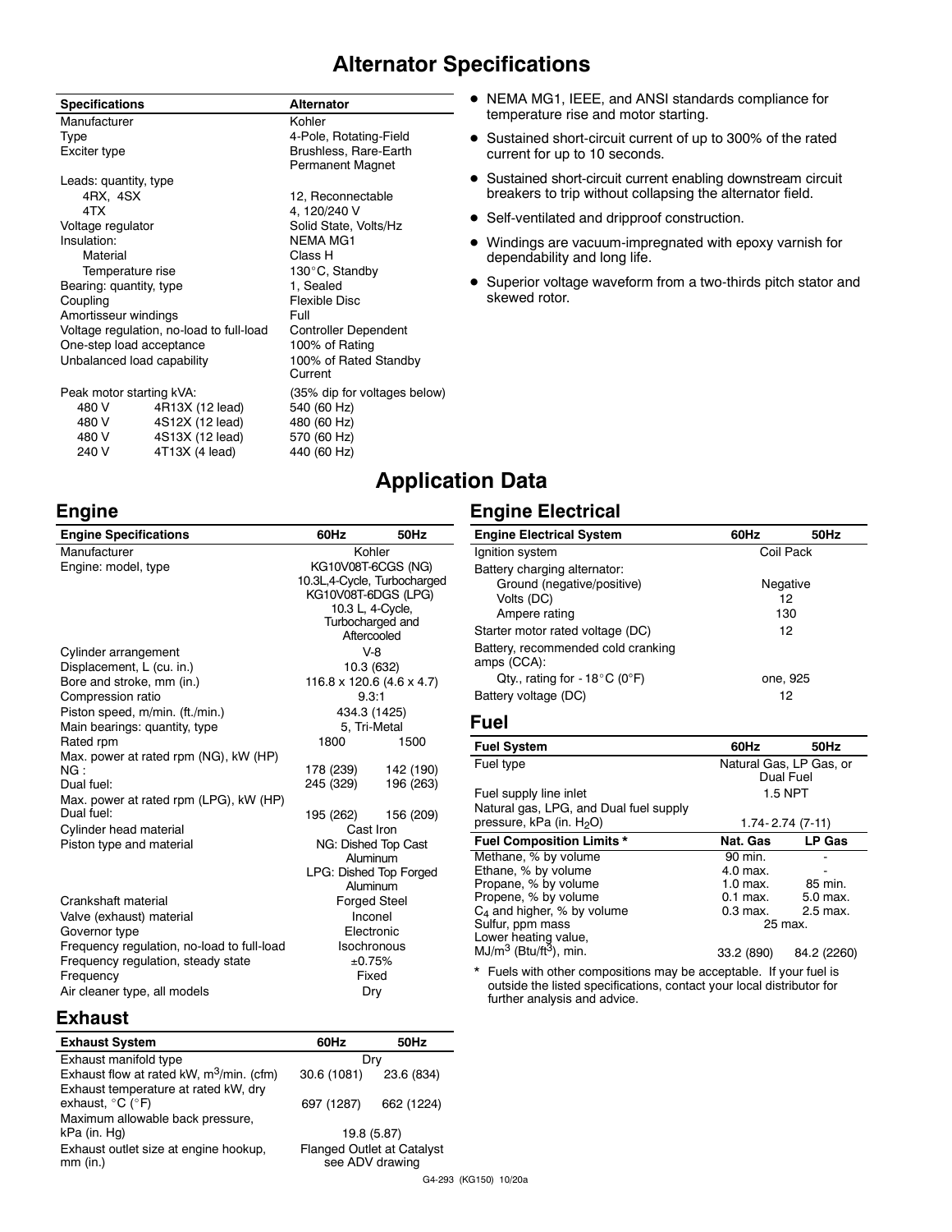# Alternator Specifications

| Specifications | | Alternator |
|---|---|---|
| Manufacturer | | Kohler |
| Type | | 4-Pole, Rotating-Field |
| Exciter type | | Brushless, Rare-Earth Permanent Magnet |
| Leads: quantity, type | | |
| 4RX, 4SX | | 12, Reconnectable |
| 4TX | | 4, 120/240 V |
| Voltage regulator | | Solid State, Volts/Hz |
| Insulation: | | NEMA MG1 |
| Material | | Class H |
| Temperature rise | | 130°C, Standby |
| Bearing: quantity, type | | 1, Sealed |
| Coupling | | Flexible Disc |
| Amortisseur windings | | Full |
| Voltage regulation, no-load to full-load | | Controller Dependent |
| One-step load acceptance | | 100% of Rating |
| Unbalanced load capability | | 100% of Rated Standby Current |
| Peak motor starting kVA: | | (35% dip for voltages below) |
| 480 V | 4R13X (12 lead) | 540 (60 Hz) |
| 480 V | 4S12X (12 lead) | 480 (60 Hz) |
| 480 V | 4S13X (12 lead) | 570 (60 Hz) |
| 240 V | 4T13X (4 lead) | 440 (60 Hz) |

- NEMA MG1, IEEE, and ANSI standards compliance for temperature rise and motor starting.
- Sustained short-circuit current of up to 300% of the rated current for up to 10 seconds.
- Sustained short-circuit current enabling downstream circuit breakers to trip without collapsing the alternator field.
- Self-ventilated and dripproof construction.
- Windings are vacuum-impregnated with epoxy varnish for dependability and long life.
- Superior voltage waveform from a two-thirds pitch stator and skewed rotor.

# Application Data

## Engine

| Engine Specifications | 60Hz | 50Hz |
|---|---|---|
| Manufacturer | Kohler | |
| Engine: model, type | KG10V08T-6CGS (NG) 10.3L,4-Cycle, Turbocharged KG10V08T-6DGS (LPG) 10.3 L, 4-Cycle, Turbocharged and Aftercooled | |
| Cylinder arrangement | V-8 | |
| Displacement, L (cu. in.) | 10.3 (632) | |
| Bore and stroke, mm (in.) | 116.8 x 120.6 (4.6 x 4.7) | |
| Compression ratio | 9.3:1 | |
| Piston speed, m/min. (ft./min.) | 434.3 (1425) | |
| Main bearings: quantity, type | 5, Tri-Metal | |
| Rated rpm | 1800 | 1500 |
| Max. power at rated rpm (NG), kW (HP) | | |
| NG : | 178 (239) | 142 (190) |
| Dual fuel: | 245 (329) | 196 (263) |
| Max. power at rated rpm (LPG), kW (HP) | | |
| Dual fuel: | 195 (262) | 156 (209) |
| Cylinder head material | Cast Iron | |
| Piston type and material | NG: Dished Top Cast Aluminum<br>LPG: Dished Top Forged Aluminum | |
| Crankshaft material | Forged Steel | |
| Valve (exhaust) material | Inconel | |
| Governor type | Electronic | |
| Frequency regulation, no-load to full-load | Isochronous | |
| Frequency regulation, steady state | ±0.75% | |
| Frequency | Fixed | |
| Air cleaner type, all models | Dry | |

## Exhaust

| Exhaust System | 60Hz | 50Hz |
|---|---|---|
| Exhaust manifold type | Dry | |
| Exhaust flow at rated kW, $m^3$/min. (cfm) | 30.6 (1081) | 23.6 (834) |
| Exhaust temperature at rated kW, dry exhaust, °C (°F) | 697 (1287) | 662 (1224) |
| Maximum allowable back pressure, kPa (in. Hg) | 19.8 (5.87) | |
| Exhaust outlet size at engine hookup, mm (in.) | Flanged Outlet at Catalyst see ADV drawing | |

## Engine Electrical

| Engine Electrical System | 60Hz | 50Hz |
|---|---|---|
| Ignition system | Coil Pack | |
| Battery charging alternator: | | |
| Ground (negative/positive) | Negative | |
| Volts (DC) | 12 | |
| Ampere rating | 130 | |
| Starter motor rated voltage (DC) | 12 | |
| Battery, recommended cold cranking amps (CCA): | | |
| Qty., rating for - 18°C (0°F) | one, 925 | |
| Battery voltage (DC) | 12 | |

## Fuel

| Fuel System | 60Hz | 50Hz |
|---|---|---|
| Fuel type | Natural Gas, LP Gas, or Dual Fuel | |
| Fuel supply line inlet | 1.5 NPT | |
| Natural gas, LPG, and Dual fuel supply pressure, kPa (in. $H_2O$) | 1.74- 2.74 (7-11) | |

| Fuel Composition Limits * | Nat. Gas | LP Gas |
|---|---|---|
| Methane, % by volume | 90 min. | - |
| Ethane, % by volume | 4.0 max. | - |
| Propane, % by volume | 1.0 max. | 85 min. |
| Propene, % by volume | 0.1 max. | 5.0 max. |
| $C_4$ and higher, % by volume | 0.3 max. | 2.5 max. |
| Sulfur, ppm mass | 25 max. | |
| Lower heating value, $MJ/m^3$ ($Btu/ft^3$), min. | 33.2 (890) | 84.2 (2260) |

* Fuels with other compositions may be acceptable. If your fuel is outside the listed specifications, contact your local distributor for further analysis and advice.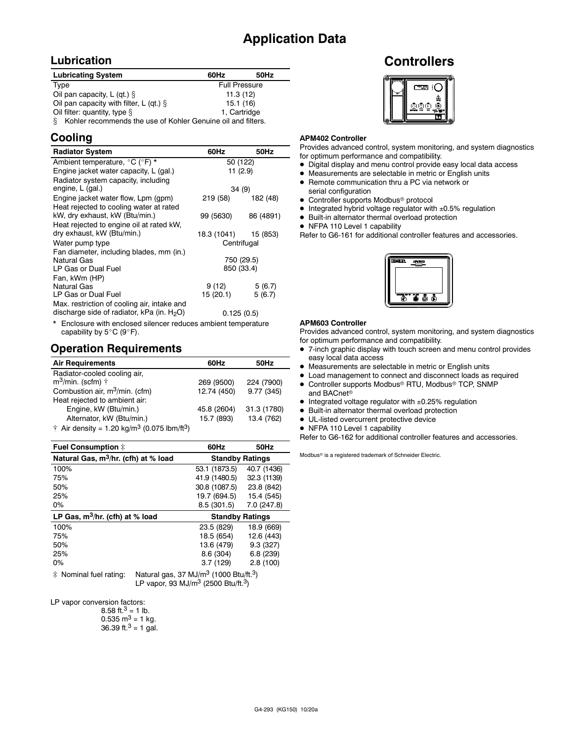# Application Data

## Lubrication

| Lubricating System | 60Hz | 50Hz |
|---|---|---|
| Type | Full Pressure | |
| Oil pan capacity, L (qt.) § | 11.3 (12) | |
| Oil pan capacity with filter, L (qt.) § | 15.1 (16) | |
| Oil filter: quantity, type § | 1, Cartridge | |

§ Kohler recommends the use of Kohler Genuine oil and filters.

## Cooling

| Radiator System | 60Hz | 50Hz |
|---|---|---|
| Ambient temperature, °C (°F) * | 50 (122) | |
| Engine jacket water capacity, L (gal.) | 11 (2.9) | |
| Radiator system capacity, including engine, L (gal.) | 34 (9) | |
| Engine jacket water flow, Lpm (gpm) | 219 (58) | 182 (48) |
| Heat rejected to cooling water at rated kW, dry exhaust, kW (Btu/min.) | 99 (5630) | 86 (4891) |
| Heat rejected to engine oil at rated kW, dry exhaust, kW (Btu/min.) | 18.3 (1041) | 15 (853) |
| Water pump type | Centrifugal | |
| Fan diameter, including blades, mm (in.) | | |
| Natural Gas | 750 (29.5) | |
| LP Gas or Dual Fuel | 850 (33.4) | |
| Fan, kWm (HP) | | |
| Natural Gas | 9 (12) | 5 (6.7) |
| LP Gas or Dual Fuel | 15 (20.1) | 5 (6.7) |
| Max. restriction of cooling air, intake and discharge side of radiator, kPa (in. $H_2O$) | 0.125 (0.5) | |

* Enclosure with enclosed silencer reduces ambient temperature capability by 5°C (9°F).

## Operation Requirements

| Air Requirements | 60Hz | 50Hz |
|---|---|---|
| Radiator-cooled cooling air, $m^3$/min. (scfm) † | 269 (9500) | 224 (7900) |
| Combustion air, $m^3$/min. (cfm) | 12.74 (450) | 9.77 (345) |
| Heat rejected to ambient air: | | |
| Engine, kW (Btu/min.) | 45.8 (2604) | 31.3 (1780) |
| Alternator, kW (Btu/min.) | 15.7 (893) | 13.4 (762) |

† Air density = 1.20 kg/$m^3$ (0.075 lbm/$ft^3$)

| Fuel Consumption ‡ | 60Hz | 50Hz |
|---|---|---|
| **Natural Gas, $m^3$/hr. (cfh) at % load** | **Standby Ratings** | |
| 100% | 53.1 (1873.5) | 40.7 (1436) |
| 75% | 41.9 (1480.5) | 32.3 (1139) |
| 50% | 30.8 (1087.5) | 23.8 (842) |
| 25% | 19.7 (694.5) | 15.4 (545) |
| 0% | 8.5 (301.5) | 7.0 (247.8) |
| **LP Gas, $m^3$/hr. (cfh) at % load** | **Standby Ratings** | |
| 100% | 23.5 (829) | 18.9 (669) |
| 75% | 18.5 (654) | 12.6 (443) |
| 50% | 13.6 (479) | 9.3 (327) |
| 25% | 8.6 (304) | 6.8 (239) |
| 0% | 3.7 (129) | 2.8 (100) |

‡ Nominal fuel rating: Natural gas, 37 MJ/$m^3$ (1000 Btu/ft.$^3$)
LP vapor, 93 MJ/$m^3$ (2500 Btu/ft.$^3$)

LP vapor conversion factors:
8.58 ft.$^3$ = 1 lb.
0.535 $m^3$ = 1 kg.
36.39 ft.$^3$ = 1 gal.

# Controllers

### APM402 Controller

Provides advanced control, system monitoring, and system diagnostics for optimum performance and compatibility.

- Digital display and menu control provide easy local data access
- Measurements are selectable in metric or English units
- Remote communication thru a PC via network or serial configuration
- Controller supports Modbus® protocol
- Integrated hybrid voltage regulator with ±0.5% regulation
- Built-in alternator thermal overload protection
- NFPA 110 Level 1 capability

Refer to G6-161 for additional controller features and accessories.

### APM603 Controller

Provides advanced control, system monitoring, and system diagnostics for optimum performance and compatibility.

- 7-inch graphic display with touch screen and menu control provides easy local data access
- Measurements are selectable in metric or English units
- Load management to connect and disconnect loads as required
- Controller supports Modbus® RTU, Modbus® TCP, SNMP and BACnet®
- Integrated voltage regulator with ±0.25% regulation
- Built-in alternator thermal overload protection
- UL-listed overcurrent protective device
- NFPA 110 Level 1 capability

Refer to G6-162 for additional controller features and accessories.

Modbus® is a registered trademark of Schneider Electric.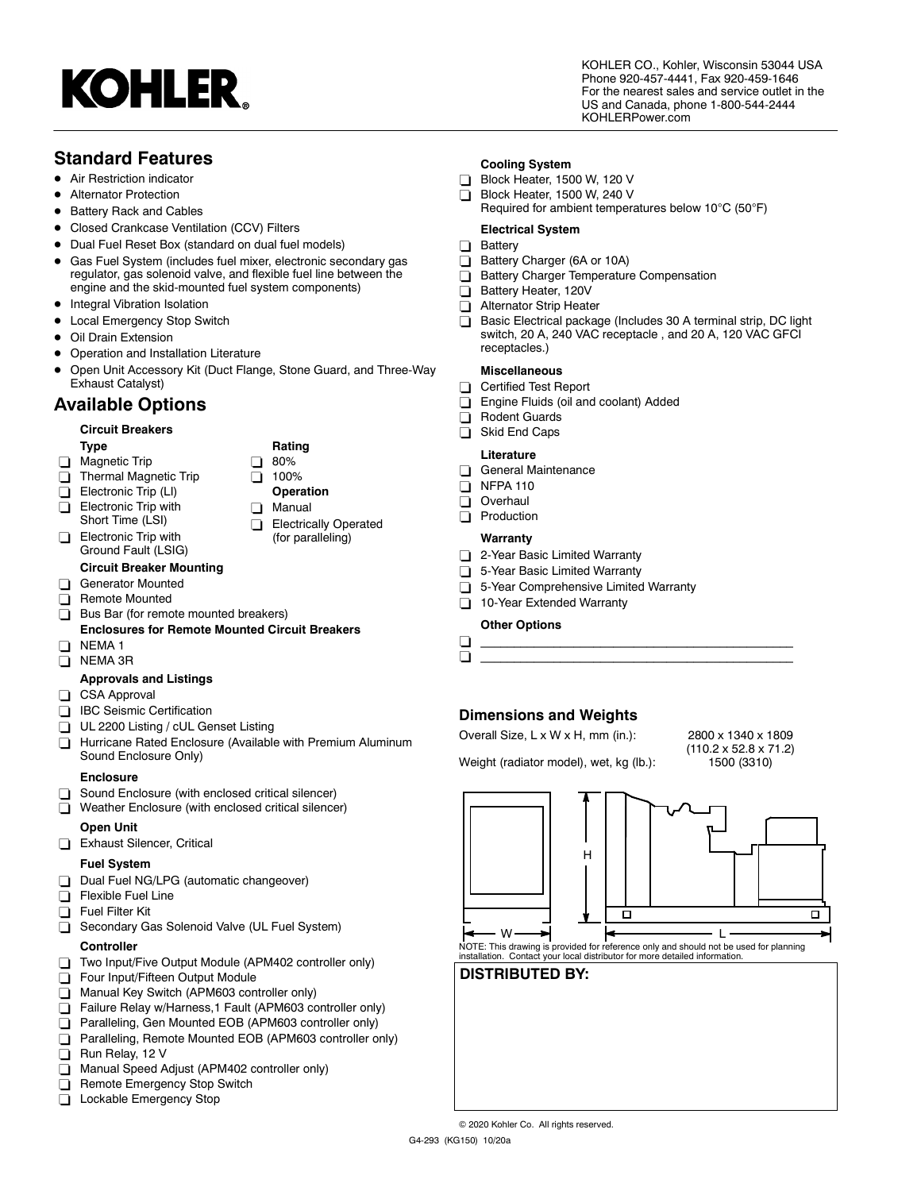KOHLER CO., Kohler, Wisconsin 53044 USA
Phone 920-457-4441, Fax 920-459-1646
For the nearest sales and service outlet in the US and Canada, phone 1-800-544-2444
KOHLERPower.com

## Standard Features

- Air Restriction indicator
- Alternator Protection
- Battery Rack and Cables
- Closed Crankcase Ventilation (CCV) Filters
- Dual Fuel Reset Box (standard on dual fuel models)
- Gas Fuel System (includes fuel mixer, electronic secondary gas regulator, gas solenoid valve, and flexible fuel line between the engine and the skid-mounted fuel system components)
- Integral Vibration Isolation
- Local Emergency Stop Switch
- Oil Drain Extension
- Operation and Installation Literature
- Open Unit Accessory Kit (Duct Flange, Stone Guard, and Three-Way Exhaust Catalyst)

## Available Options

### Circuit Breakers

**Type**

- ❑ Magnetic Trip
- ❑ Thermal Magnetic Trip
- ❑ Electronic Trip (LI)
- ❑ Electronic Trip with Short Time (LSI)
- ❑ Electronic Trip with Ground Fault (LSIG)

**Rating**

- ❑ 80%
- ❑ 100%

**Operation**

- ❑ Manual
- ❑ Electrically Operated (for paralleling)

**Circuit Breaker Mounting**

- ❑ Generator Mounted
- ❑ Remote Mounted
- ❑ Bus Bar (for remote mounted breakers)

**Enclosures for Remote Mounted Circuit Breakers**

- ❑ NEMA 1
- ❑ NEMA 3R

### Approvals and Listings

- ❑ CSA Approval
- ❑ IBC Seismic Certification
- ❑ UL 2200 Listing / cUL Genset Listing
- ❑ Hurricane Rated Enclosure (Available with Premium Aluminum Sound Enclosure Only)

### Enclosure

- ❑ Sound Enclosure (with enclosed critical silencer)
- ❑ Weather Enclosure (with enclosed critical silencer)

### Open Unit

- ❑ Exhaust Silencer, Critical

### Fuel System

- ❑ Dual Fuel NG/LPG (automatic changeover)
- ❑ Flexible Fuel Line
- ❑ Fuel Filter Kit
- ❑ Secondary Gas Solenoid Valve (UL Fuel System)

### Controller

- ❑ Two Input/Five Output Module (APM402 controller only)
- ❑ Four Input/Fifteen Output Module
- ❑ Manual Key Switch (APM603 controller only)
- ❑ Failure Relay w/Harness,1 Fault (APM603 controller only)
- ❑ Paralleling, Gen Mounted EOB (APM603 controller only)
- ❑ Paralleling, Remote Mounted EOB (APM603 controller only)
- ❑ Run Relay, 12 V
- ❑ Manual Speed Adjust (APM402 controller only)
- ❑ Remote Emergency Stop Switch
- ❑ Lockable Emergency Stop

### Cooling System

- ❑ Block Heater, 1500 W, 120 V
- ❑ Block Heater, 1500 W, 240 V
  Required for ambient temperatures below 10°C (50°F)

### Electrical System

- ❑ Battery
- ❑ Battery Charger (6A or 10A)
- ❑ Battery Charger Temperature Compensation
- ❑ Battery Heater, 120V
- ❑ Alternator Strip Heater
- ❑ Basic Electrical package (Includes 30 A terminal strip, DC light switch, 20 A, 240 VAC receptacle , and 20 A, 120 VAC GFCI receptacles.)

### Miscellaneous

- ❑ Certified Test Report
- ❑ Engine Fluids (oil and coolant) Added
- ❑ Rodent Guards
- ❑ Skid End Caps

### Literature

- ❑ General Maintenance
- ❑ NFPA 110
- ❑ Overhaul
- ❑ Production

### Warranty

- ❑ 2-Year Basic Limited Warranty
- ❑ 5-Year Basic Limited Warranty
- ❑ 5-Year Comprehensive Limited Warranty
- ❑ 10-Year Extended Warranty

### Other Options

- ❑ ______________________________________________
- ❑ ______________________________________________

## Dimensions and Weights

| | |
|---|---|
| Overall Size, L x W x H, mm (in.): | 2800 x 1340 x 1809 (110.2 x 52.8 x 71.2) |
| Weight (radiator model), wet, kg (lb.): | 1500 (3310) |

H
W
L

NOTE: This drawing is provided for reference only and should not be used for planning installation. Contact your local distributor for more detailed information.

**DISTRIBUTED BY:**

© 2020 Kohler Co. All rights reserved.

G4-293 (KG150) 10/20a